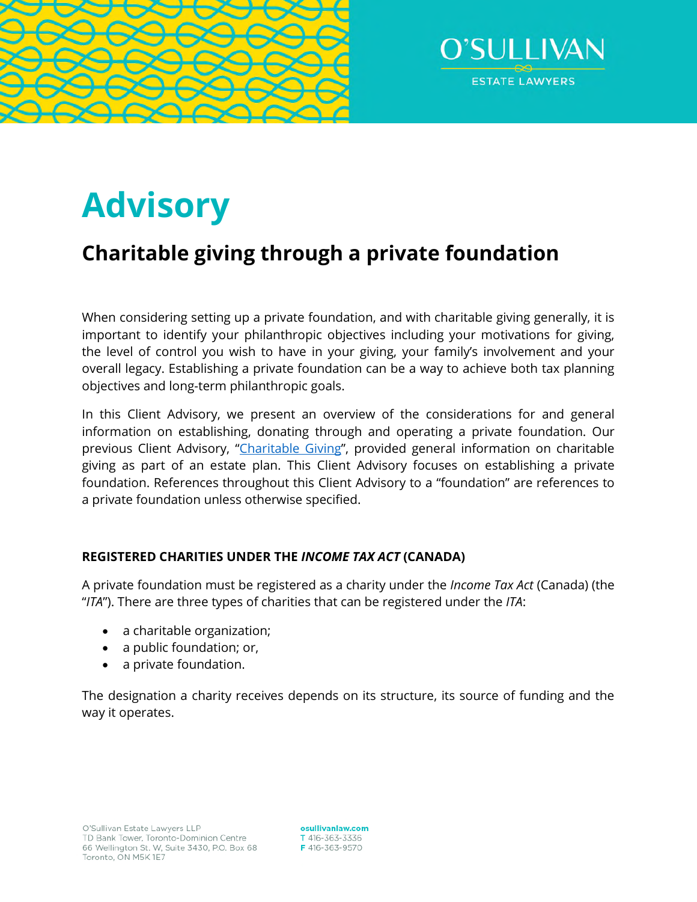# Advisory

## Charitable giving through a private foundation

When considering setting up a private foundation, and with charitable giving generally, it is important to identify your philanthropic objectives including your motivations for giving, the level of control you wish to have in your giving, your family's involvement and your overall legacy. Establishing a private foundation can be a way to achieve both tax planning objectives and long-term philanthropic goals.

In this Client Advisory, we present an overview of the considerations for and general information on establishing, donating through and operating a private foundation. Our previous Client Advisory, "Charitable Giving", provided general information on charitable giving as part of an estate plan. This Client Advisory focuses on establishing a private foundation. References throughout this Client Advisory to a "foundation" are references to a private foundation unless otherwise specified.

### REGISTERED CHARITIES UNDER THE *INCOME TAX ACT* (CANADA)

A private foundation must be registered as a charity under the *Income Tax Act* (Canada) (the "*ITA*"). There are three types of charities that can be registered under the *ITA*:

- a charitable organization;
- a public foundation; or,
- a private foundation.

The designation a charity receives depends on its structure, its source of funding and the way it operates.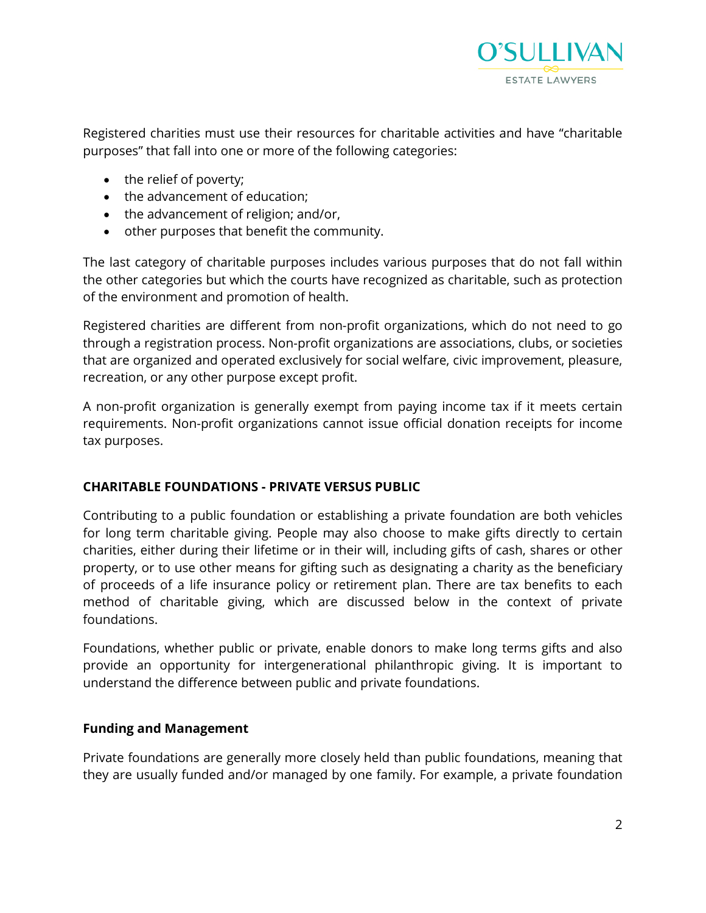Registered charities must use their resources for charitable activities and have "charitable purposes" that fall into one or more of the following categories:

- the relief of poverty;
- the advancement of education;
- the advancement of religion; and/or,
- other purposes that benefit the community.

The last category of charitable purposes includes various purposes that do not fall within the other categories but which the courts have recognized as charitable, such as protection of the environment and promotion of health.

Registered charities are different from non-profit organizations, which do not need to go through a registration process. Non-profit organizations are associations, clubs, or societies that are organized and operated exclusively for social welfare, civic improvement, pleasure, recreation, or any other purpose except profit.

A non-profit organization is generally exempt from paying income tax if it meets certain requirements. Non-profit organizations cannot issue official donation receipts for income tax purposes.

## CHARITABLE FOUNDATIONS - PRIVATE VERSUS PUBLIC

Contributing to a public foundation or establishing a private foundation are both vehicles for long term charitable giving. People may also choose to make gifts directly to certain charities, either during their lifetime or in their will, including gifts of cash, shares or other property, or to use other means for gifting such as designating a charity as the beneficiary of proceeds of a life insurance policy or retirement plan. There are tax benefits to each method of charitable giving, which are discussed below in the context of private foundations.

Foundations, whether public or private, enable donors to make long terms gifts and also provide an opportunity for intergenerational philanthropic giving. It is important to understand the difference between public and private foundations.

### Funding and Management

Private foundations are generally more closely held than public foundations, meaning that they are usually funded and/or managed by one family. For example, a private foundation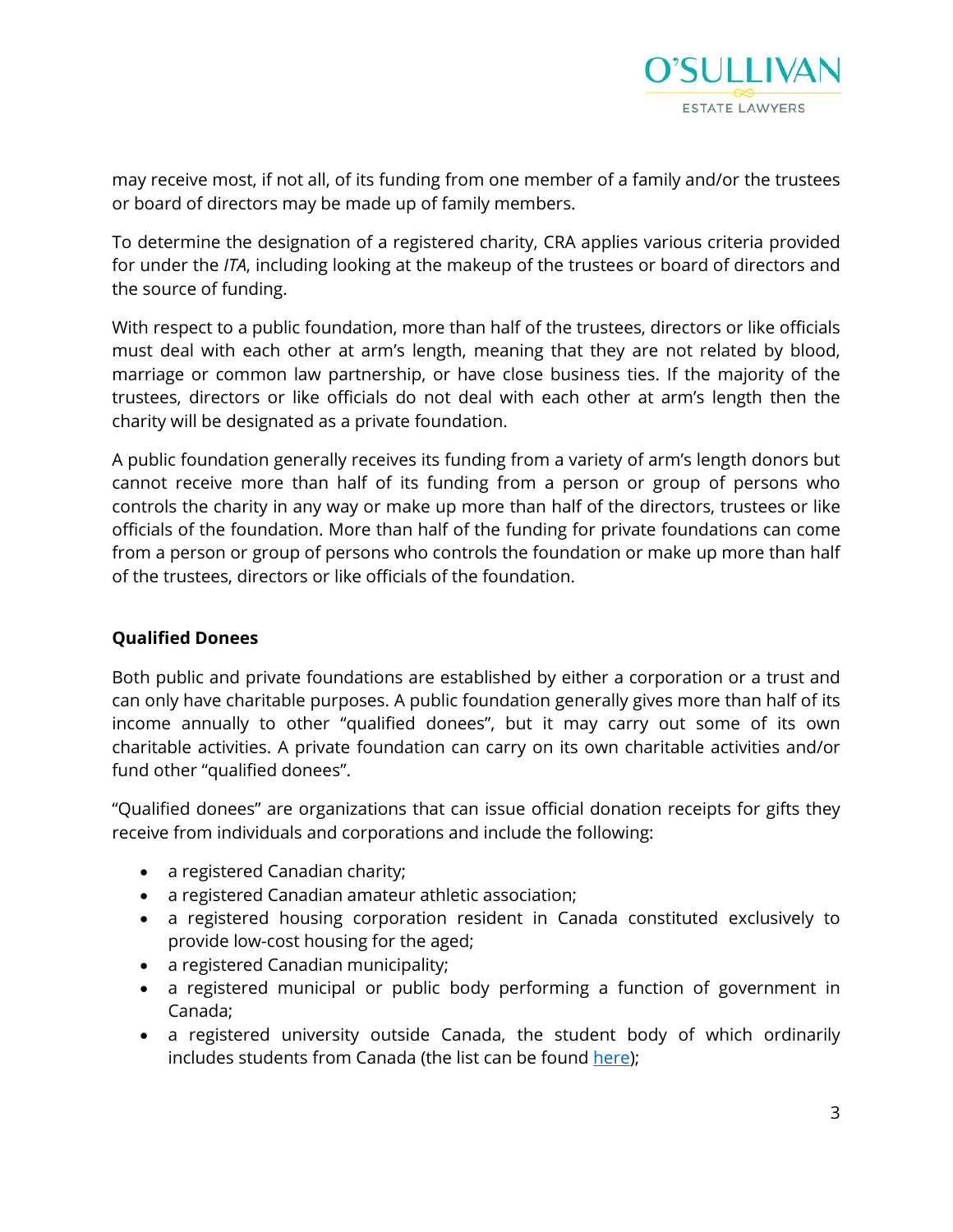may receive most, if not all, of its funding from one member of a family and/or the trustees or board of directors may be made up of family members.

To determine the designation of a registered charity, CRA applies various criteria provided for under the *ITA*, including looking at the makeup of the trustees or board of directors and the source of funding.

With respect to a public foundation, more than half of the trustees, directors or like officials must deal with each other at arm's length, meaning that they are not related by blood, marriage or common law partnership, or have close business ties. If the majority of the trustees, directors or like officials do not deal with each other at arm's length then the charity will be designated as a private foundation.

A public foundation generally receives its funding from a variety of arm's length donors but cannot receive more than half of its funding from a person or group of persons who controls the charity in any way or make up more than half of the directors, trustees or like officials of the foundation. More than half of the funding for private foundations can come from a person or group of persons who controls the foundation or make up more than half of the trustees, directors or like officials of the foundation.

**Qualified Donees**

Both public and private foundations are established by either a corporation or a trust and can only have charitable purposes. A public foundation generally gives more than half of its income annually to other "qualified donees", but it may carry out some of its own charitable activities. A private foundation can carry on its own charitable activities and/or fund other "qualified donees".

"Qualified donees" are organizations that can issue official donation receipts for gifts they receive from individuals and corporations and include the following:

- a registered Canadian charity;
- a registered Canadian amateur athletic association;
- a registered housing corporation resident in Canada constituted exclusively to provide low-cost housing for the aged;
- a registered Canadian municipality;
- a registered municipal or public body performing a function of government in Canada;
- a registered university outside Canada, the student body of which ordinarily includes students from Canada (the list can be found here);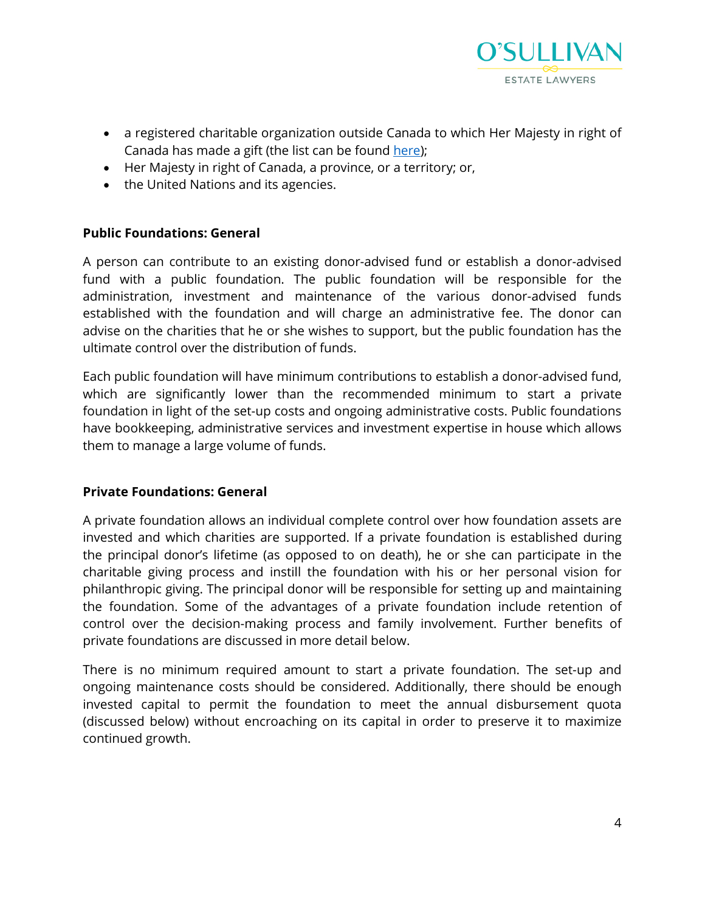- a registered charitable organization outside Canada to which Her Majesty in right of Canada has made a gift (the list can be found here);
- Her Majesty in right of Canada, a province, or a territory; or,
- the United Nations and its agencies.

**Public Foundations: General**

A person can contribute to an existing donor-advised fund or establish a donor-advised fund with a public foundation. The public foundation will be responsible for the administration, investment and maintenance of the various donor-advised funds established with the foundation and will charge an administrative fee. The donor can advise on the charities that he or she wishes to support, but the public foundation has the ultimate control over the distribution of funds.

Each public foundation will have minimum contributions to establish a donor-advised fund, which are significantly lower than the recommended minimum to start a private foundation in light of the set-up costs and ongoing administrative costs. Public foundations have bookkeeping, administrative services and investment expertise in house which allows them to manage a large volume of funds.

**Private Foundations: General**

A private foundation allows an individual complete control over how foundation assets are invested and which charities are supported. If a private foundation is established during the principal donor's lifetime (as opposed to on death), he or she can participate in the charitable giving process and instill the foundation with his or her personal vision for philanthropic giving. The principal donor will be responsible for setting up and maintaining the foundation. Some of the advantages of a private foundation include retention of control over the decision-making process and family involvement. Further benefits of private foundations are discussed in more detail below.

There is no minimum required amount to start a private foundation. The set-up and ongoing maintenance costs should be considered. Additionally, there should be enough invested capital to permit the foundation to meet the annual disbursement quota (discussed below) without encroaching on its capital in order to preserve it to maximize continued growth.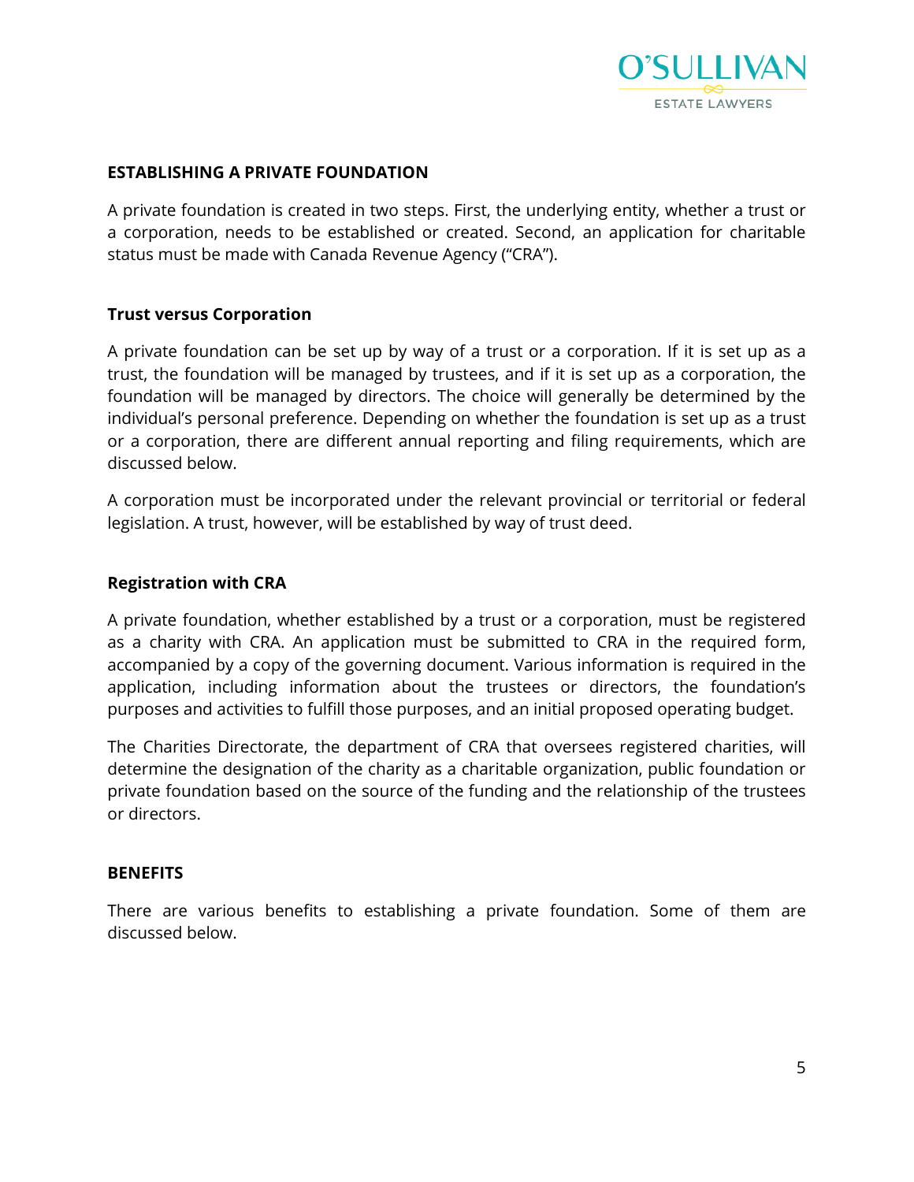## ESTABLISHING A PRIVATE FOUNDATION

A private foundation is created in two steps. First, the underlying entity, whether a trust or a corporation, needs to be established or created. Second, an application for charitable status must be made with Canada Revenue Agency ("CRA").

### Trust versus Corporation

A private foundation can be set up by way of a trust or a corporation. If it is set up as a trust, the foundation will be managed by trustees, and if it is set up as a corporation, the foundation will be managed by directors. The choice will generally be determined by the individual's personal preference. Depending on whether the foundation is set up as a trust or a corporation, there are different annual reporting and filing requirements, which are discussed below.

A corporation must be incorporated under the relevant provincial or territorial or federal legislation. A trust, however, will be established by way of trust deed.

### Registration with CRA

A private foundation, whether established by a trust or a corporation, must be registered as a charity with CRA. An application must be submitted to CRA in the required form, accompanied by a copy of the governing document. Various information is required in the application, including information about the trustees or directors, the foundation's purposes and activities to fulfill those purposes, and an initial proposed operating budget.

The Charities Directorate, the department of CRA that oversees registered charities, will determine the designation of the charity as a charitable organization, public foundation or private foundation based on the source of the funding and the relationship of the trustees or directors.

## BENEFITS

There are various benefits to establishing a private foundation. Some of them are discussed below.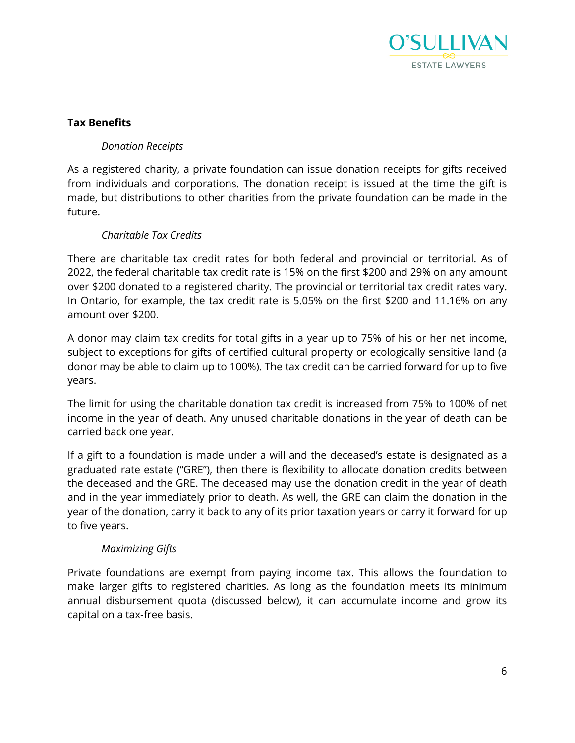## Tax Benefits

### *Donation Receipts*

As a registered charity, a private foundation can issue donation receipts for gifts received from individuals and corporations. The donation receipt is issued at the time the gift is made, but distributions to other charities from the private foundation can be made in the future.

### *Charitable Tax Credits*

There are charitable tax credit rates for both federal and provincial or territorial. As of 2022, the federal charitable tax credit rate is 15% on the first $200 and 29% on any amount over $200 donated to a registered charity. The provincial or territorial tax credit rates vary. In Ontario, for example, the tax credit rate is 5.05% on the first $200 and 11.16% on any amount over $200.

A donor may claim tax credits for total gifts in a year up to 75% of his or her net income, subject to exceptions for gifts of certified cultural property or ecologically sensitive land (a donor may be able to claim up to 100%). The tax credit can be carried forward for up to five years.

The limit for using the charitable donation tax credit is increased from 75% to 100% of net income in the year of death. Any unused charitable donations in the year of death can be carried back one year.

If a gift to a foundation is made under a will and the deceased's estate is designated as a graduated rate estate ("GRE"), then there is flexibility to allocate donation credits between the deceased and the GRE. The deceased may use the donation credit in the year of death and in the year immediately prior to death. As well, the GRE can claim the donation in the year of the donation, carry it back to any of its prior taxation years or carry it forward for up to five years.

### *Maximizing Gifts*

Private foundations are exempt from paying income tax. This allows the foundation to make larger gifts to registered charities. As long as the foundation meets its minimum annual disbursement quota (discussed below), it can accumulate income and grow its capital on a tax-free basis.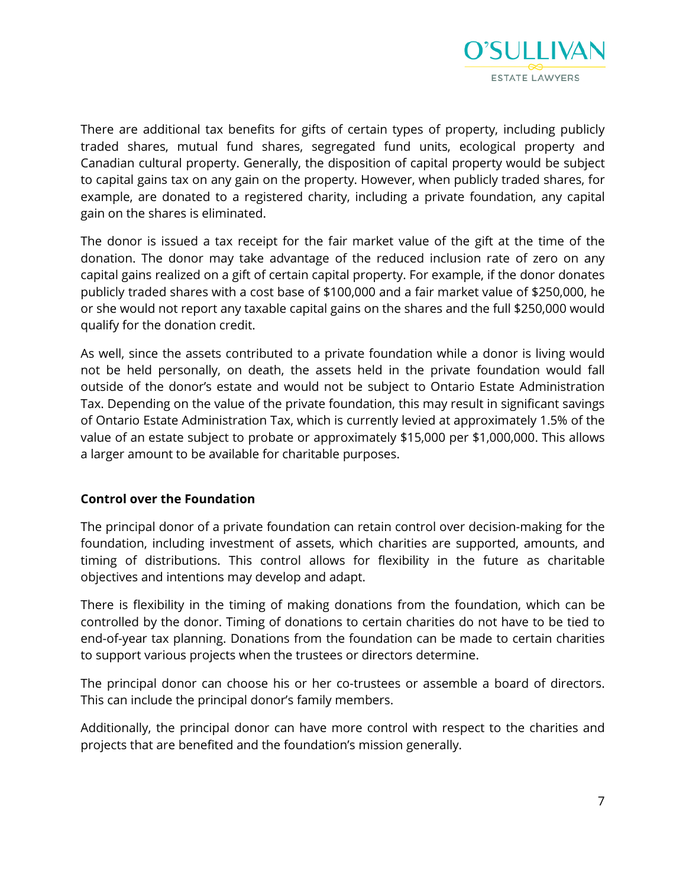There are additional tax benefits for gifts of certain types of property, including publicly traded shares, mutual fund shares, segregated fund units, ecological property and Canadian cultural property. Generally, the disposition of capital property would be subject to capital gains tax on any gain on the property. However, when publicly traded shares, for example, are donated to a registered charity, including a private foundation, any capital gain on the shares is eliminated.

The donor is issued a tax receipt for the fair market value of the gift at the time of the donation. The donor may take advantage of the reduced inclusion rate of zero on any capital gains realized on a gift of certain capital property. For example, if the donor donates publicly traded shares with a cost base of $100,000 and a fair market value of $250,000, he or she would not report any taxable capital gains on the shares and the full $250,000 would qualify for the donation credit.

As well, since the assets contributed to a private foundation while a donor is living would not be held personally, on death, the assets held in the private foundation would fall outside of the donor's estate and would not be subject to Ontario Estate Administration Tax. Depending on the value of the private foundation, this may result in significant savings of Ontario Estate Administration Tax, which is currently levied at approximately 1.5% of the value of an estate subject to probate or approximately $15,000 per $1,000,000. This allows a larger amount to be available for charitable purposes.

**Control over the Foundation**

The principal donor of a private foundation can retain control over decision-making for the foundation, including investment of assets, which charities are supported, amounts, and timing of distributions. This control allows for flexibility in the future as charitable objectives and intentions may develop and adapt.

There is flexibility in the timing of making donations from the foundation, which can be controlled by the donor. Timing of donations to certain charities do not have to be tied to end-of-year tax planning. Donations from the foundation can be made to certain charities to support various projects when the trustees or directors determine.

The principal donor can choose his or her co-trustees or assemble a board of directors. This can include the principal donor's family members.

Additionally, the principal donor can have more control with respect to the charities and projects that are benefited and the foundation's mission generally.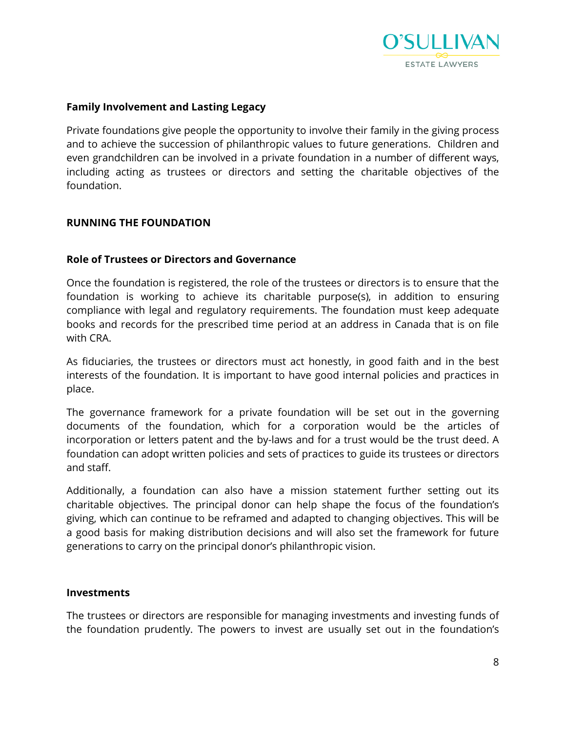### Family Involvement and Lasting Legacy

Private foundations give people the opportunity to involve their family in the giving process and to achieve the succession of philanthropic values to future generations. Children and even grandchildren can be involved in a private foundation in a number of different ways, including acting as trustees or directors and setting the charitable objectives of the foundation.

## RUNNING THE FOUNDATION

### Role of Trustees or Directors and Governance

Once the foundation is registered, the role of the trustees or directors is to ensure that the foundation is working to achieve its charitable purpose(s), in addition to ensuring compliance with legal and regulatory requirements. The foundation must keep adequate books and records for the prescribed time period at an address in Canada that is on file with CRA.

As fiduciaries, the trustees or directors must act honestly, in good faith and in the best interests of the foundation. It is important to have good internal policies and practices in place.

The governance framework for a private foundation will be set out in the governing documents of the foundation, which for a corporation would be the articles of incorporation or letters patent and the by-laws and for a trust would be the trust deed. A foundation can adopt written policies and sets of practices to guide its trustees or directors and staff.

Additionally, a foundation can also have a mission statement further setting out its charitable objectives. The principal donor can help shape the focus of the foundation's giving, which can continue to be reframed and adapted to changing objectives. This will be a good basis for making distribution decisions and will also set the framework for future generations to carry on the principal donor's philanthropic vision.

### Investments

The trustees or directors are responsible for managing investments and investing funds of the foundation prudently. The powers to invest are usually set out in the foundation's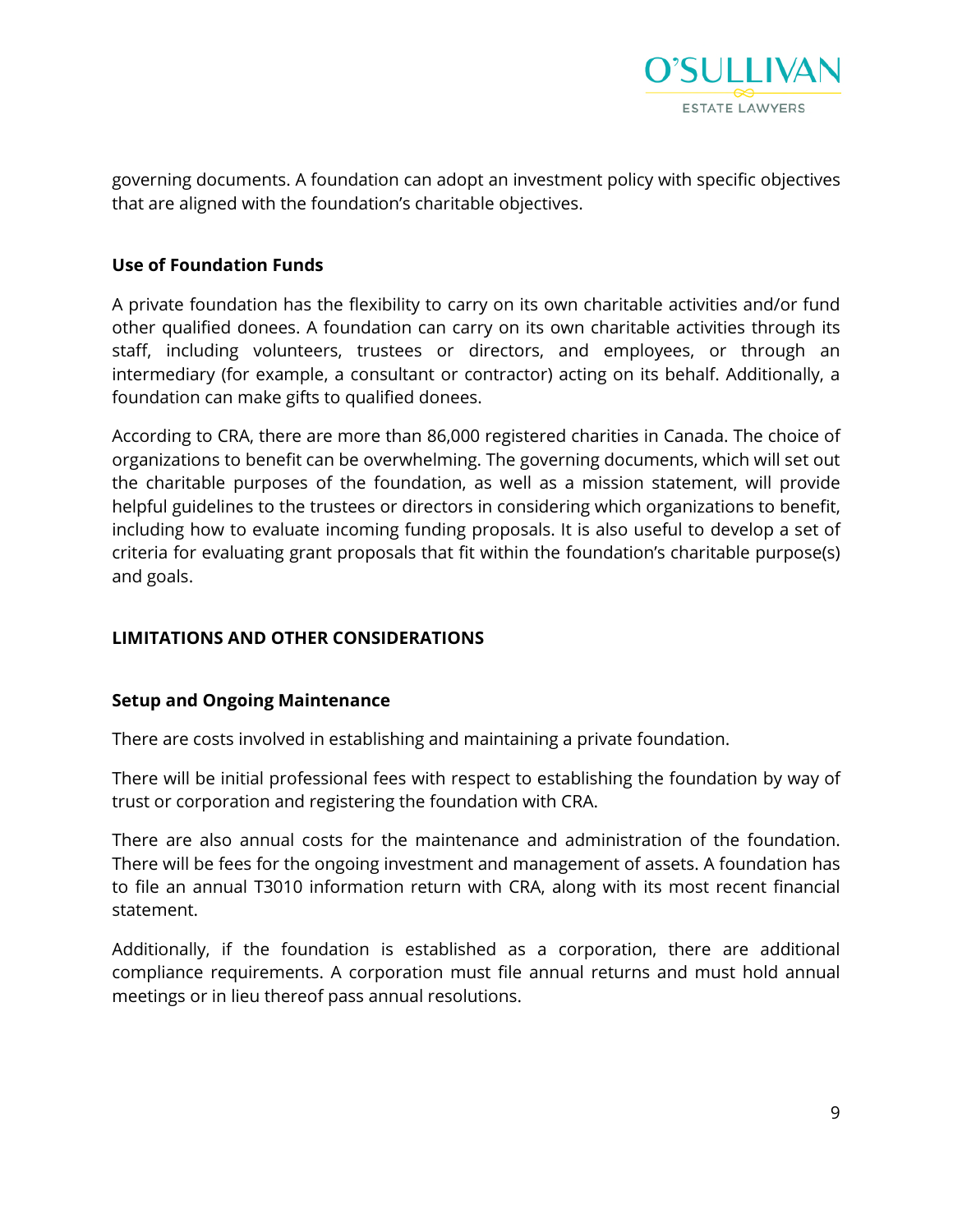governing documents. A foundation can adopt an investment policy with specific objectives that are aligned with the foundation's charitable objectives.

### Use of Foundation Funds

A private foundation has the flexibility to carry on its own charitable activities and/or fund other qualified donees. A foundation can carry on its own charitable activities through its staff, including volunteers, trustees or directors, and employees, or through an intermediary (for example, a consultant or contractor) acting on its behalf. Additionally, a foundation can make gifts to qualified donees.

According to CRA, there are more than 86,000 registered charities in Canada. The choice of organizations to benefit can be overwhelming. The governing documents, which will set out the charitable purposes of the foundation, as well as a mission statement, will provide helpful guidelines to the trustees or directors in considering which organizations to benefit, including how to evaluate incoming funding proposals. It is also useful to develop a set of criteria for evaluating grant proposals that fit within the foundation's charitable purpose(s) and goals.

## LIMITATIONS AND OTHER CONSIDERATIONS

### Setup and Ongoing Maintenance

There are costs involved in establishing and maintaining a private foundation.

There will be initial professional fees with respect to establishing the foundation by way of trust or corporation and registering the foundation with CRA.

There are also annual costs for the maintenance and administration of the foundation. There will be fees for the ongoing investment and management of assets. A foundation has to file an annual T3010 information return with CRA, along with its most recent financial statement.

Additionally, if the foundation is established as a corporation, there are additional compliance requirements. A corporation must file annual returns and must hold annual meetings or in lieu thereof pass annual resolutions.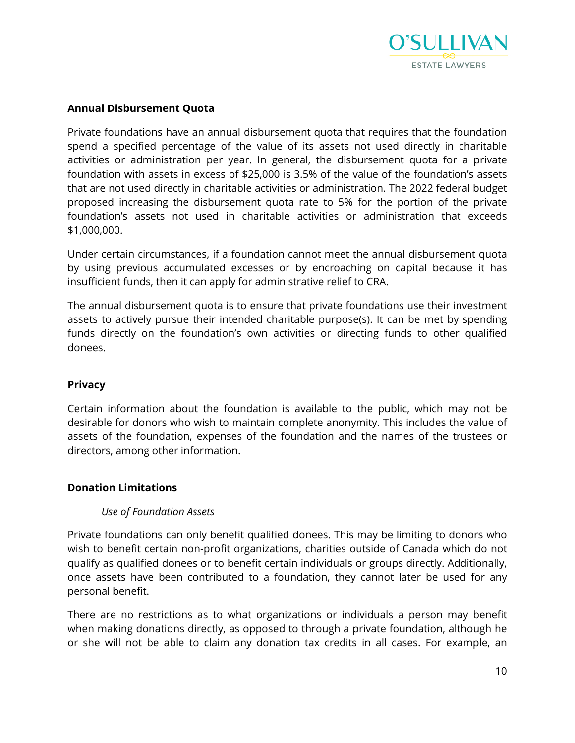## Annual Disbursement Quota

Private foundations have an annual disbursement quota that requires that the foundation spend a specified percentage of the value of its assets not used directly in charitable activities or administration per year. In general, the disbursement quota for a private foundation with assets in excess of $25,000 is 3.5% of the value of the foundation's assets that are not used directly in charitable activities or administration. The 2022 federal budget proposed increasing the disbursement quota rate to 5% for the portion of the private foundation's assets not used in charitable activities or administration that exceeds $1,000,000.

Under certain circumstances, if a foundation cannot meet the annual disbursement quota by using previous accumulated excesses or by encroaching on capital because it has insufficient funds, then it can apply for administrative relief to CRA.

The annual disbursement quota is to ensure that private foundations use their investment assets to actively pursue their intended charitable purpose(s). It can be met by spending funds directly on the foundation's own activities or directing funds to other qualified donees.

## Privacy

Certain information about the foundation is available to the public, which may not be desirable for donors who wish to maintain complete anonymity. This includes the value of assets of the foundation, expenses of the foundation and the names of the trustees or directors, among other information.

## Donation Limitations

### *Use of Foundation Assets*

Private foundations can only benefit qualified donees. This may be limiting to donors who wish to benefit certain non-profit organizations, charities outside of Canada which do not qualify as qualified donees or to benefit certain individuals or groups directly. Additionally, once assets have been contributed to a foundation, they cannot later be used for any personal benefit.

There are no restrictions as to what organizations or individuals a person may benefit when making donations directly, as opposed to through a private foundation, although he or she will not be able to claim any donation tax credits in all cases. For example, an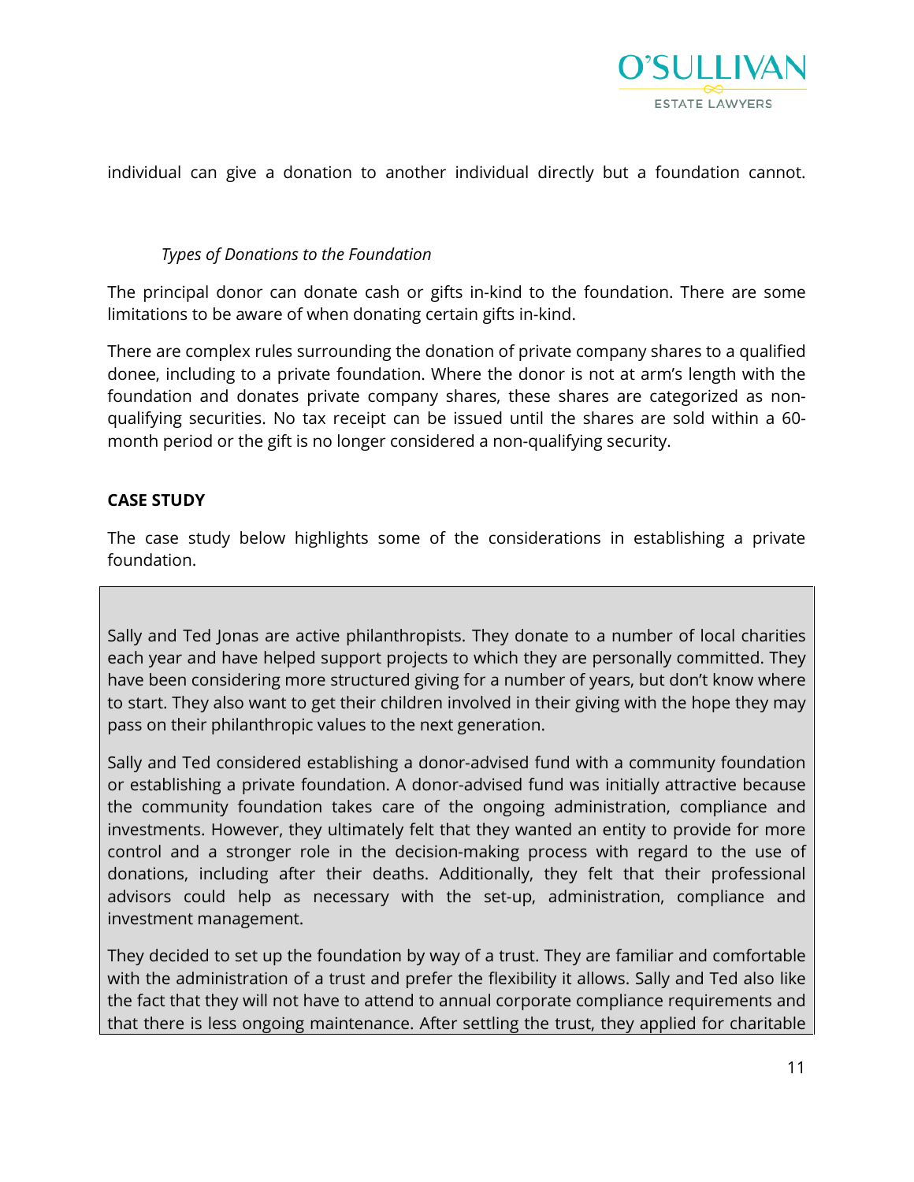individual can give a donation to another individual directly but a foundation cannot.

*Types of Donations to the Foundation*

The principal donor can donate cash or gifts in-kind to the foundation. There are some limitations to be aware of when donating certain gifts in-kind.

There are complex rules surrounding the donation of private company shares to a qualified donee, including to a private foundation. Where the donor is not at arm's length with the foundation and donates private company shares, these shares are categorized as non-qualifying securities. No tax receipt can be issued until the shares are sold within a 60-month period or the gift is no longer considered a non-qualifying security.

**CASE STUDY**

The case study below highlights some of the considerations in establishing a private foundation.

Sally and Ted Jonas are active philanthropists. They donate to a number of local charities each year and have helped support projects to which they are personally committed. They have been considering more structured giving for a number of years, but don't know where to start. They also want to get their children involved in their giving with the hope they may pass on their philanthropic values to the next generation.

Sally and Ted considered establishing a donor-advised fund with a community foundation or establishing a private foundation. A donor-advised fund was initially attractive because the community foundation takes care of the ongoing administration, compliance and investments. However, they ultimately felt that they wanted an entity to provide for more control and a stronger role in the decision-making process with regard to the use of donations, including after their deaths. Additionally, they felt that their professional advisors could help as necessary with the set-up, administration, compliance and investment management.

They decided to set up the foundation by way of a trust. They are familiar and comfortable with the administration of a trust and prefer the flexibility it allows. Sally and Ted also like the fact that they will not have to attend to annual corporate compliance requirements and that there is less ongoing maintenance. After settling the trust, they applied for charitable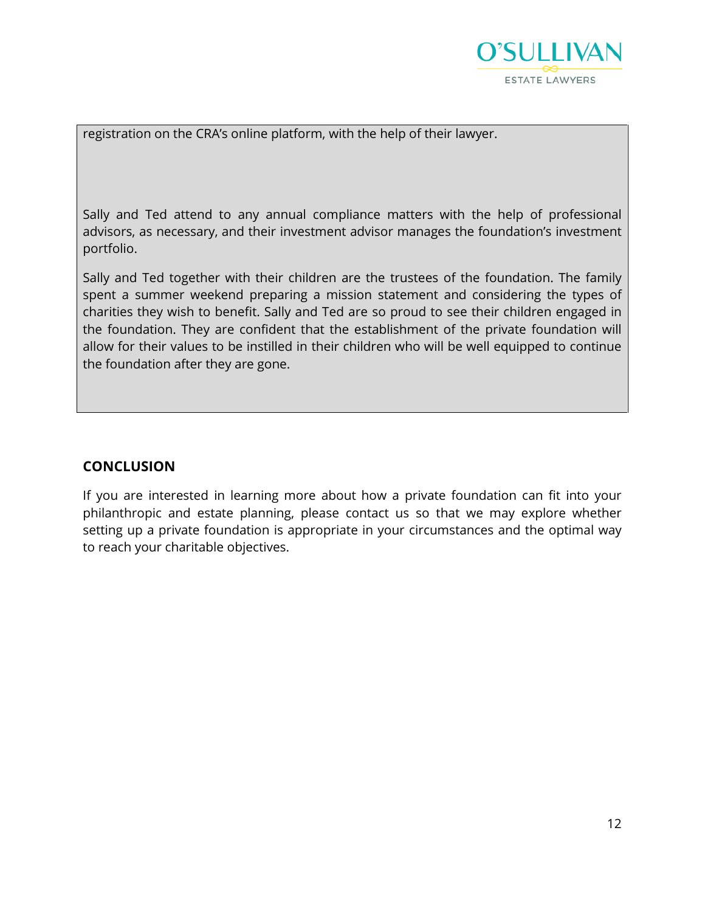registration on the CRA's online platform, with the help of their lawyer.

Sally and Ted attend to any annual compliance matters with the help of professional advisors, as necessary, and their investment advisor manages the foundation's investment portfolio.

Sally and Ted together with their children are the trustees of the foundation. The family spent a summer weekend preparing a mission statement and considering the types of charities they wish to benefit. Sally and Ted are so proud to see their children engaged in the foundation. They are confident that the establishment of the private foundation will allow for their values to be instilled in their children who will be well equipped to continue the foundation after they are gone.

## CONCLUSION

If you are interested in learning more about how a private foundation can fit into your philanthropic and estate planning, please contact us so that we may explore whether setting up a private foundation is appropriate in your circumstances and the optimal way to reach your charitable objectives.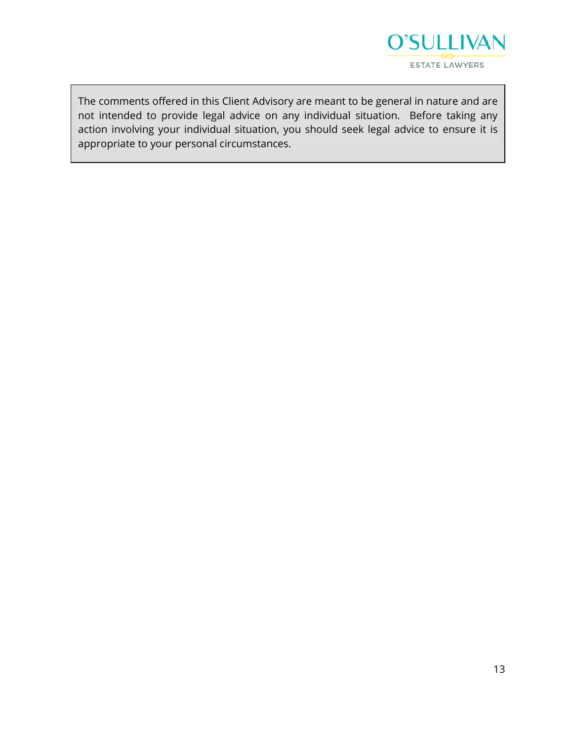The comments offered in this Client Advisory are meant to be general in nature and are not intended to provide legal advice on any individual situation. Before taking any action involving your individual situation, you should seek legal advice to ensure it is appropriate to your personal circumstances.